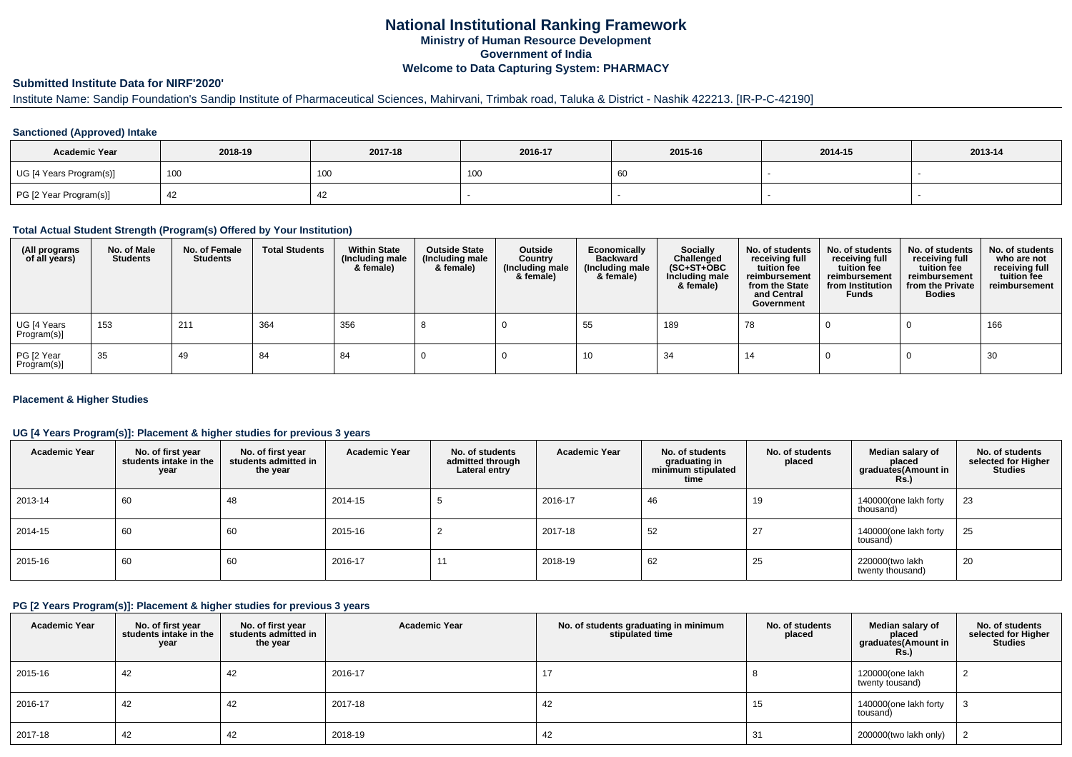# National Institutional Ranking Framework

### Ministry of Human Resource Development

### Government of India

### Welcome to Data Capturing System: PHARMACY

## Submitted Institute Data for NIRF'2020'

Institute Name: Sandip Foundation's Sandip Institute of Pharmaceutical Sciences, Mahirvani, Trimbak road, Taluka & District - Nashik 422213. [IR-P-C-42190]

### Sanctioned (Approved) Intake

| Academic Year | 2018-19 | 2017-18 | 2016-17 | 2015-16 | 2014-15 | 2013-14 |
|---|---|---|---|---|---|---|
| UG [4 Years Program(s)] | 100 | 100 | 100 | 60 | - | - |
| PG [2 Year Program(s)] | 42 | 42 | - | - | - | - |

### Total Actual Student Strength (Program(s) Offered by Your Institution)

| (All programs of all years) | No. of Male Students | No. of Female Students | Total Students | Within State (Including male & female) | Outside State (Including male & female) | Outside Country (Including male & female) | Economically Backward (Including male & female) | Socially Challenged (SC+ST+OBC Including male & female) | No. of students receiving full tuition fee reimbursement from the State and Central Government | No. of students receiving full tuition fee reimbursement from Institution Funds | No. of students receiving full tuition fee reimbursement from the Private Bodies | No. of students who are not receiving full tuition fee reimbursement |
|---|---|---|---|---|---|---|---|---|---|---|---|---|
| UG [4 Years Program(s)] | 153 | 211 | 364 | 356 | 8 | 0 | 55 | 189 | 78 | 0 | 0 | 166 |
| PG [2 Year Program(s)] | 35 | 49 | 84 | 84 | 0 | 0 | 10 | 34 | 14 | 0 | 0 | 30 |

### Placement & Higher Studies

### UG [4 Years Program(s)]: Placement & higher studies for previous 3 years

| Academic Year | No. of first year students intake in the year | No. of first year students admitted in the year | Academic Year | No. of students admitted through Lateral entry | Academic Year | No. of students graduating in minimum stipulated time | No. of students placed | Median salary of placed graduates(Amount in Rs.) | No. of students selected for Higher Studies |
|---|---|---|---|---|---|---|---|---|---|
| 2013-14 | 60 | 48 | 2014-15 | 5 | 2016-17 | 46 | 19 | 140000(one lakh forty thousand) | 23 |
| 2014-15 | 60 | 60 | 2015-16 | 2 | 2017-18 | 52 | 27 | 140000(one lakh forty tousand) | 25 |
| 2015-16 | 60 | 60 | 2016-17 | 11 | 2018-19 | 62 | 25 | 220000(two lakh twenty thousand) | 20 |

### PG [2 Years Program(s)]: Placement & higher studies for previous 3 years

| Academic Year | No. of first year students intake in the year | No. of first year students admitted in the year | Academic Year | No. of students graduating in minimum stipulated time | No. of students placed | Median salary of placed graduates(Amount in Rs.) | No. of students selected for Higher Studies |
|---|---|---|---|---|---|---|---|
| 2015-16 | 42 | 42 | 2016-17 | 17 | 8 | 120000(one lakh twenty tousand) | 2 |
| 2016-17 | 42 | 42 | 2017-18 | 42 | 15 | 140000(one lakh forty tousand) | 3 |
| 2017-18 | 42 | 42 | 2018-19 | 42 | 31 | 200000(two lakh only) | 2 |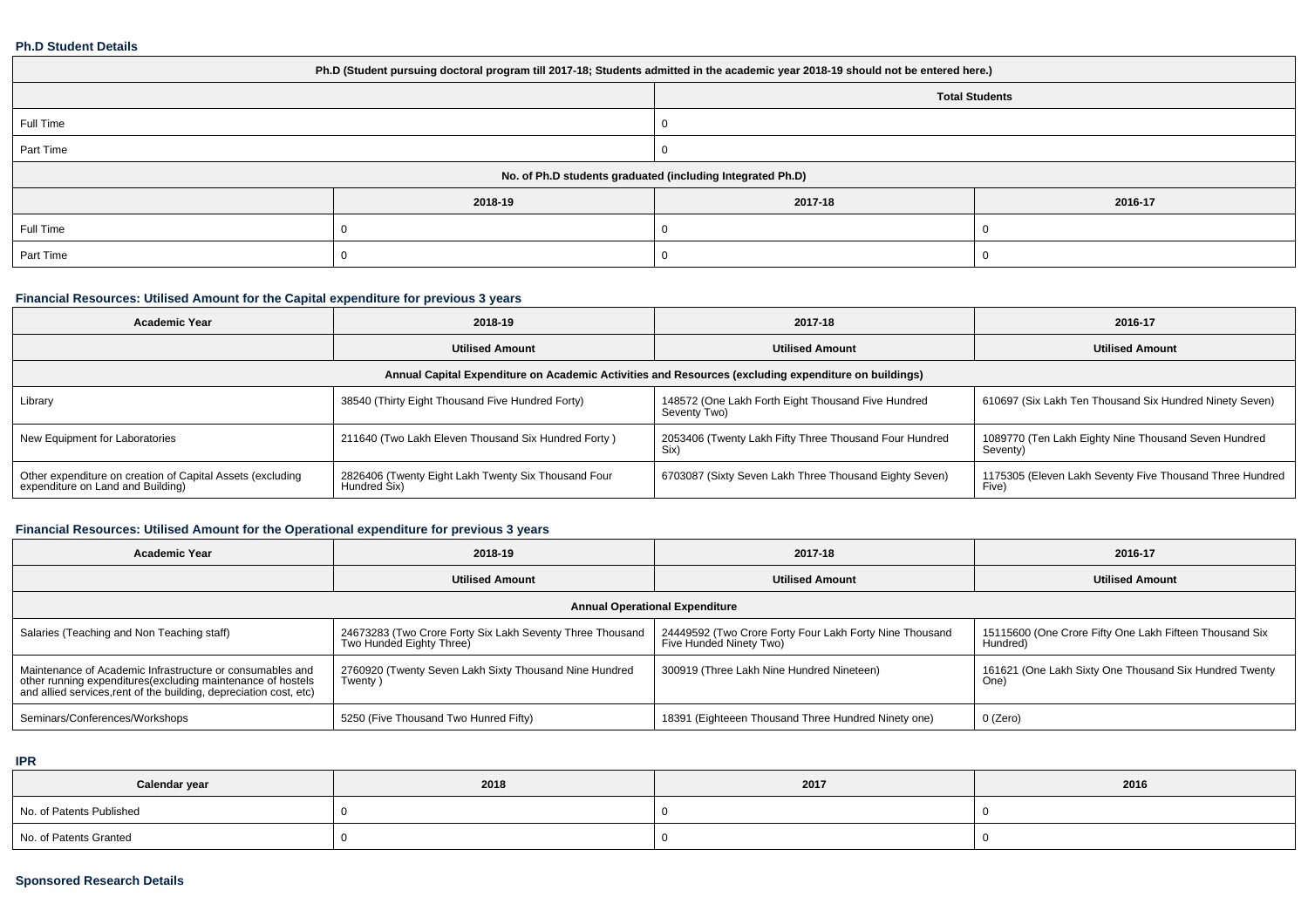**Ph.D Student Details**

| Ph.D (Student pursuing doctoral program till 2017-18; Students admitted in the academic year 2018-19 should not be entered here.) | | | |
|---|---|---|---|
| | | Total Students | |
| Full Time | | 0 | |
| Part Time | | 0 | |
| No. of Ph.D students graduated (including Integrated Ph.D) | | | |
| | 2018-19 | 2017-18 | 2016-17 |
| Full Time | 0 | 0 | 0 |
| Part Time | 0 | 0 | 0 |

**Financial Resources: Utilised Amount for the Capital expenditure for previous 3 years**

| Academic Year | 2018-19 | 2017-18 | 2016-17 |
|---|---|---|---|
| | Utilised Amount | Utilised Amount | Utilised Amount |
| Annual Capital Expenditure on Academic Activities and Resources (excluding expenditure on buildings) | | | |
| Library | 38540 (Thirty Eight Thousand Five Hundred Forty) | 148572 (One Lakh Forth Eight Thousand Five Hundred Seventy Two) | 610697 (Six Lakh Ten Thousand Six Hundred Ninety Seven) |
| New Equipment for Laboratories | 211640 (Two Lakh Eleven Thousand Six Hundred Forty ) | 2053406 (Twenty Lakh Fifty Three Thousand Four Hundred Six) | 1089770 (Ten Lakh Eighty Nine Thousand Seven Hundred Seventy) |
| Other expenditure on creation of Capital Assets (excluding expenditure on Land and Building) | 2826406 (Twenty Eight Lakh Twenty Six Thousand Four Hundred Six) | 6703087 (Sixty Seven Lakh Three Thousand Eighty Seven) | 1175305 (Eleven Lakh Seventy Five Thousand Three Hundred Five) |

**Financial Resources: Utilised Amount for the Operational expenditure for previous 3 years**

| Academic Year | 2018-19 | 2017-18 | 2016-17 |
|---|---|---|---|
| | Utilised Amount | Utilised Amount | Utilised Amount |
| Annual Operational Expenditure | | | |
| Salaries (Teaching and Non Teaching staff) | 24673283 (Two Crore Forty Six Lakh Seventy Three Thousand Two Hunded Eighty Three) | 24449592 (Two Crore Forty Four Lakh Forty Nine Thousand Five Hunded Ninety Two) | 15115600 (One Crore Fifty One Lakh Fifteen Thousand Six Hundred) |
| Maintenance of Academic Infrastructure or consumables and other running expenditures(excluding maintenance of hostels and allied services,rent of the building, depreciation cost, etc) | 2760920 (Twenty Seven Lakh Sixty Thousand Nine Hundred Twenty ) | 300919 (Three Lakh Nine Hundred Nineteen) | 161621 (One Lakh Sixty One Thousand Six Hundred Twenty One) |
| Seminars/Conferences/Workshops | 5250 (Five Thousand Two Hunred Fifty) | 18391 (Eighteeen Thousand Three Hundred Ninety one) | 0 (Zero) |

**IPR**

| Calendar year | 2018 | 2017 | 2016 |
|---|---|---|---|
| No. of Patents Published | 0 | 0 | 0 |
| No. of Patents Granted | 0 | 0 | 0 |

**Sponsored Research Details**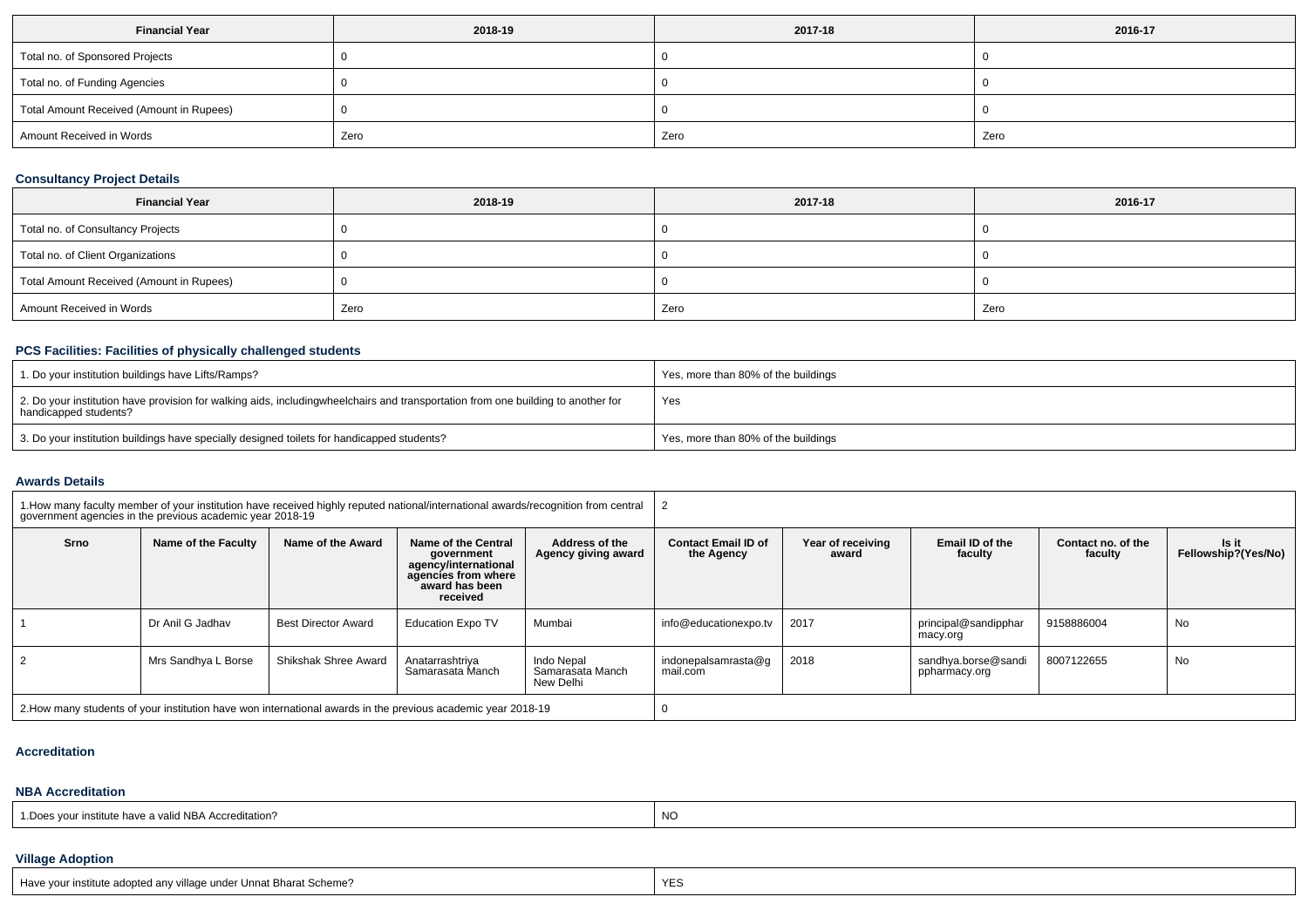| Financial Year | 2018-19 | 2017-18 | 2016-17 |
| --- | --- | --- | --- |
| Total no. of Sponsored Projects | 0 | 0 | 0 |
| Total no. of Funding Agencies | 0 | 0 | 0 |
| Total Amount Received (Amount in Rupees) | 0 | 0 | 0 |
| Amount Received in Words | Zero | Zero | Zero |

### Consultancy Project Details

| Financial Year | 2018-19 | 2017-18 | 2016-17 |
| --- | --- | --- | --- |
| Total no. of Consultancy Projects | 0 | 0 | 0 |
| Total no. of Client Organizations | 0 | 0 | 0 |
| Total Amount Received (Amount in Rupees) | 0 | 0 | 0 |
| Amount Received in Words | Zero | Zero | Zero |

### PCS Facilities: Facilities of physically challenged students

| | |
| --- | --- |
| 1. Do your institution buildings have Lifts/Ramps? | Yes, more than 80% of the buildings |
| 2. Do your institution have provision for walking aids, includingwheelchairs and transportation from one building to another for handicapped students? | Yes |
| 3. Do your institution buildings have specially designed toilets for handicapped students? | Yes, more than 80% of the buildings |

### Awards Details

| 1.How many faculty member of your institution have received highly reputed national/international awards/recognition from central government agencies in the previous academic year 2018-19 | | | | 2 | | | | |
| --- | --- | --- | --- | --- | --- | --- | --- | --- |
| Srno | Name of the Faculty | Name of the Award | Name of the Central government agency/international agencies from where award has been received | Address of the Agency giving award | Contact Email ID of the Agency | Year of receiving award | Email ID of the faculty | Contact no. of the faculty | Is it Fellowship?(Yes/No) |
| 1 | Dr Anil G Jadhav | Best Director Award | Education Expo TV | Mumbai | info@educationexpo.tv | 2017 | principal@sandippharmacy.org | 9158886004 | No |
| 2 | Mrs Sandhya L Borse | Shikshak Shree Award | Anatarrashtriya Samarasata Manch | Indo Nepal Samarasata Manch New Delhi | indonepalsamrasta@gmail.com | 2018 | sandhya.borse@sandippharmacy.org | 8007122655 | No |
| 2.How many students of your institution have won international awards in the previous academic year 2018-19 | | | | 0 | | | | | |

### Accreditation

### NBA Accreditation

| | |
| --- | --- |
| 1.Does your institute have a valid NBA Accreditation? | NO |

### Village Adoption

| | |
| --- | --- |
| Have your institute adopted any village under Unnat Bharat Scheme? | YES |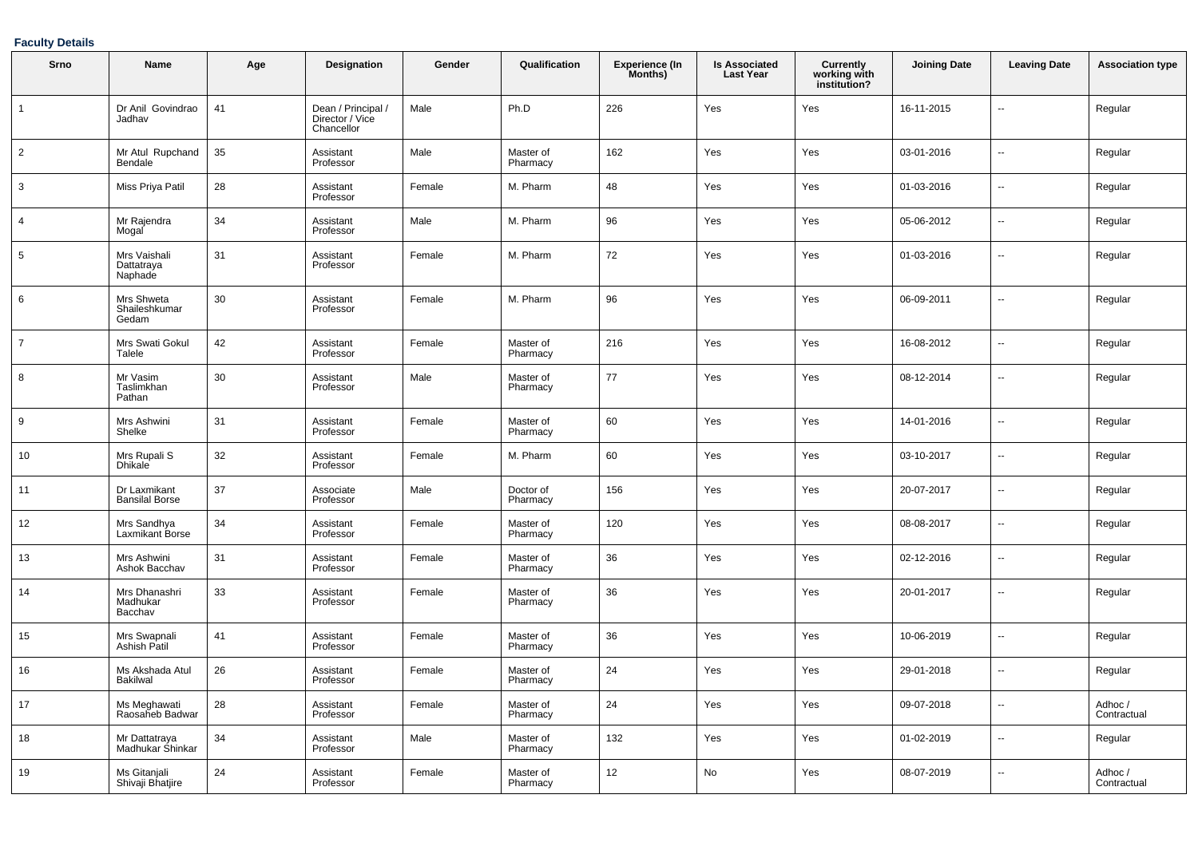**Faculty Details**

| Srno | Name | Age | Designation | Gender | Qualification | Experience (In Months) | Is Associated Last Year | Currently working with institution? | Joining Date | Leaving Date | Association type |
|---|---|---|---|---|---|---|---|---|---|---|---|
| 1 | Dr Anil Govindrao Jadhav | 41 | Dean / Principal / Director / Vice Chancellor | Male | Ph.D | 226 | Yes | Yes | 16-11-2015 | -- | Regular |
| 2 | Mr Atul Rupchand Bendale | 35 | Assistant Professor | Male | Master of Pharmacy | 162 | Yes | Yes | 03-01-2016 | -- | Regular |
| 3 | Miss Priya Patil | 28 | Assistant Professor | Female | M. Pharm | 48 | Yes | Yes | 01-03-2016 | -- | Regular |
| 4 | Mr Rajendra Mogal | 34 | Assistant Professor | Male | M. Pharm | 96 | Yes | Yes | 05-06-2012 | -- | Regular |
| 5 | Mrs Vaishali Dattatraya Naphade | 31 | Assistant Professor | Female | M. Pharm | 72 | Yes | Yes | 01-03-2016 | -- | Regular |
| 6 | Mrs Shweta Shaileshkumar Gedam | 30 | Assistant Professor | Female | M. Pharm | 96 | Yes | Yes | 06-09-2011 | -- | Regular |
| 7 | Mrs Swati Gokul Talele | 42 | Assistant Professor | Female | Master of Pharmacy | 216 | Yes | Yes | 16-08-2012 | -- | Regular |
| 8 | Mr Vasim Taslimkhan Pathan | 30 | Assistant Professor | Male | Master of Pharmacy | 77 | Yes | Yes | 08-12-2014 | -- | Regular |
| 9 | Mrs Ashwini Shelke | 31 | Assistant Professor | Female | Master of Pharmacy | 60 | Yes | Yes | 14-01-2016 | -- | Regular |
| 10 | Mrs Rupali S Dhikale | 32 | Assistant Professor | Female | M. Pharm | 60 | Yes | Yes | 03-10-2017 | -- | Regular |
| 11 | Dr Laxmikant Bansilal Borse | 37 | Associate Professor | Male | Doctor of Pharmacy | 156 | Yes | Yes | 20-07-2017 | -- | Regular |
| 12 | Mrs Sandhya Laxmikant Borse | 34 | Assistant Professor | Female | Master of Pharmacy | 120 | Yes | Yes | 08-08-2017 | -- | Regular |
| 13 | Mrs Ashwini Ashok Bacchav | 31 | Assistant Professor | Female | Master of Pharmacy | 36 | Yes | Yes | 02-12-2016 | -- | Regular |
| 14 | Mrs Dhanashri Madhukar Bacchav | 33 | Assistant Professor | Female | Master of Pharmacy | 36 | Yes | Yes | 20-01-2017 | -- | Regular |
| 15 | Mrs Swapnali Ashish Patil | 41 | Assistant Professor | Female | Master of Pharmacy | 36 | Yes | Yes | 10-06-2019 | -- | Regular |
| 16 | Ms Akshada Atul Bakilwal | 26 | Assistant Professor | Female | Master of Pharmacy | 24 | Yes | Yes | 29-01-2018 | -- | Regular |
| 17 | Ms Meghawati Raosaheb Badwar | 28 | Assistant Professor | Female | Master of Pharmacy | 24 | Yes | Yes | 09-07-2018 | -- | Adhoc / Contractual |
| 18 | Mr Dattatraya Madhukar Shinkar | 34 | Assistant Professor | Male | Master of Pharmacy | 132 | Yes | Yes | 01-02-2019 | -- | Regular |
| 19 | Ms Gitanjali Shivaji Bhatjire | 24 | Assistant Professor | Female | Master of Pharmacy | 12 | No | Yes | 08-07-2019 | -- | Adhoc / Contractual |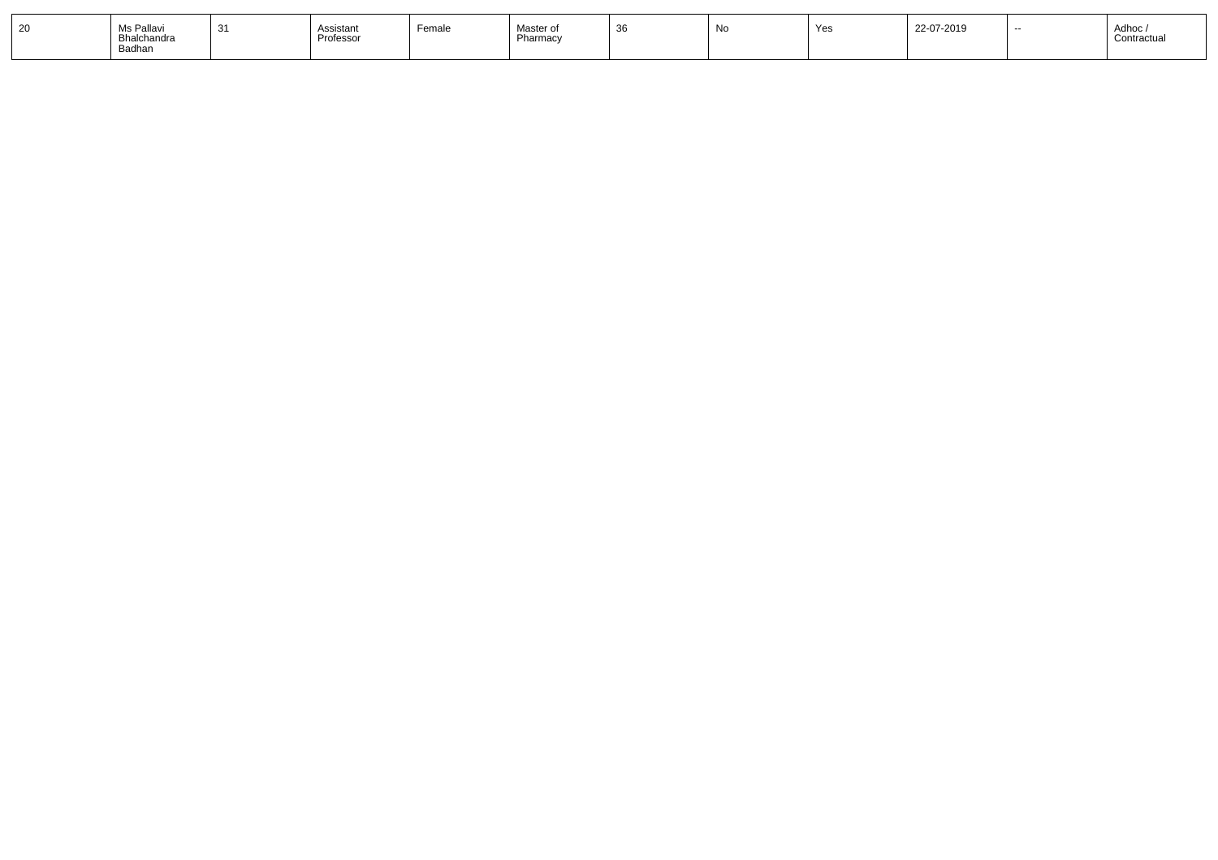| | | | | | | | | | | | |
|---|---|---|---|---|---|---|---|---|---|---|---|
| 20 | Ms Pallavi Bhalchandra Badhan | 31 | Assistant Professor | Female | Master of Pharmacy | 36 | No | Yes | 22-07-2019 | -- | Adhoc / Contractual |